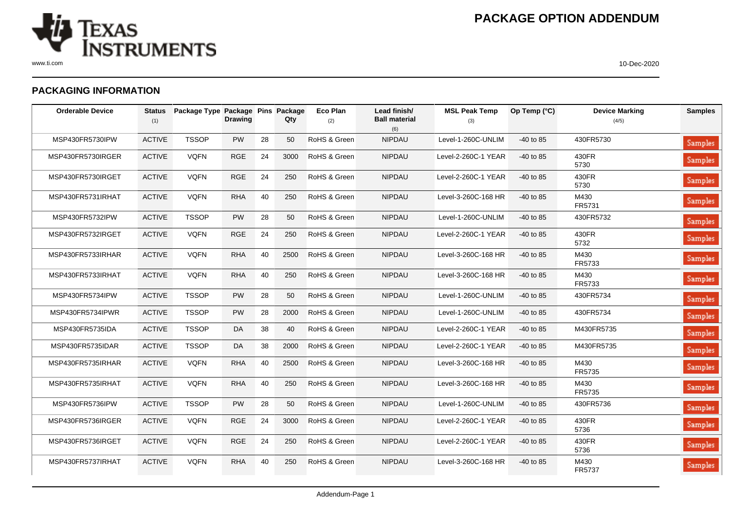# PACKAGE OPTION ADDENDUM

## PACKAGING INFORMATION

| Orderable Device | Status (1) | Package Type | Package Drawing | Pins | Package Qty | Eco Plan (2) | Lead finish/ Ball material (6) | MSL Peak Temp (3) | Op Temp (°C) | Device Marking (4/5) | Samples |
|---|---|---|---|---|---|---|---|---|---|---|---|
| MSP430FR5730IPW | ACTIVE | TSSOP | PW | 28 | 50 | RoHS & Green | NIPDAU | Level-1-260C-UNLIM | -40 to 85 | 430FR5730 | Samples |
| MSP430FR5730IRGER | ACTIVE | VQFN | RGE | 24 | 3000 | RoHS & Green | NIPDAU | Level-2-260C-1 YEAR | -40 to 85 | 430FR 5730 | Samples |
| MSP430FR5730IRGET | ACTIVE | VQFN | RGE | 24 | 250 | RoHS & Green | NIPDAU | Level-2-260C-1 YEAR | -40 to 85 | 430FR 5730 | Samples |
| MSP430FR5731IRHAT | ACTIVE | VQFN | RHA | 40 | 250 | RoHS & Green | NIPDAU | Level-3-260C-168 HR | -40 to 85 | M430 FR5731 | Samples |
| MSP430FR5732IPW | ACTIVE | TSSOP | PW | 28 | 50 | RoHS & Green | NIPDAU | Level-1-260C-UNLIM | -40 to 85 | 430FR5732 | Samples |
| MSP430FR5732IRGET | ACTIVE | VQFN | RGE | 24 | 250 | RoHS & Green | NIPDAU | Level-2-260C-1 YEAR | -40 to 85 | 430FR 5732 | Samples |
| MSP430FR5733IRHAR | ACTIVE | VQFN | RHA | 40 | 2500 | RoHS & Green | NIPDAU | Level-3-260C-168 HR | -40 to 85 | M430 FR5733 | Samples |
| MSP430FR5733IRHAT | ACTIVE | VQFN | RHA | 40 | 250 | RoHS & Green | NIPDAU | Level-3-260C-168 HR | -40 to 85 | M430 FR5733 | Samples |
| MSP430FR5734IPW | ACTIVE | TSSOP | PW | 28 | 50 | RoHS & Green | NIPDAU | Level-1-260C-UNLIM | -40 to 85 | 430FR5734 | Samples |
| MSP430FR5734IPWR | ACTIVE | TSSOP | PW | 28 | 2000 | RoHS & Green | NIPDAU | Level-1-260C-UNLIM | -40 to 85 | 430FR5734 | Samples |
| MSP430FR5735IDA | ACTIVE | TSSOP | DA | 38 | 40 | RoHS & Green | NIPDAU | Level-2-260C-1 YEAR | -40 to 85 | M430FR5735 | Samples |
| MSP430FR5735IDAR | ACTIVE | TSSOP | DA | 38 | 2000 | RoHS & Green | NIPDAU | Level-2-260C-1 YEAR | -40 to 85 | M430FR5735 | Samples |
| MSP430FR5735IRHAR | ACTIVE | VQFN | RHA | 40 | 2500 | RoHS & Green | NIPDAU | Level-3-260C-168 HR | -40 to 85 | M430 FR5735 | Samples |
| MSP430FR5735IRHAT | ACTIVE | VQFN | RHA | 40 | 250 | RoHS & Green | NIPDAU | Level-3-260C-168 HR | -40 to 85 | M430 FR5735 | Samples |
| MSP430FR5736IPW | ACTIVE | TSSOP | PW | 28 | 50 | RoHS & Green | NIPDAU | Level-1-260C-UNLIM | -40 to 85 | 430FR5736 | Samples |
| MSP430FR5736IRGER | ACTIVE | VQFN | RGE | 24 | 3000 | RoHS & Green | NIPDAU | Level-2-260C-1 YEAR | -40 to 85 | 430FR 5736 | Samples |
| MSP430FR5736IRGET | ACTIVE | VQFN | RGE | 24 | 250 | RoHS & Green | NIPDAU | Level-2-260C-1 YEAR | -40 to 85 | 430FR 5736 | Samples |
| MSP430FR5737IRHAT | ACTIVE | VQFN | RHA | 40 | 250 | RoHS & Green | NIPDAU | Level-3-260C-168 HR | -40 to 85 | M430 FR5737 | Samples |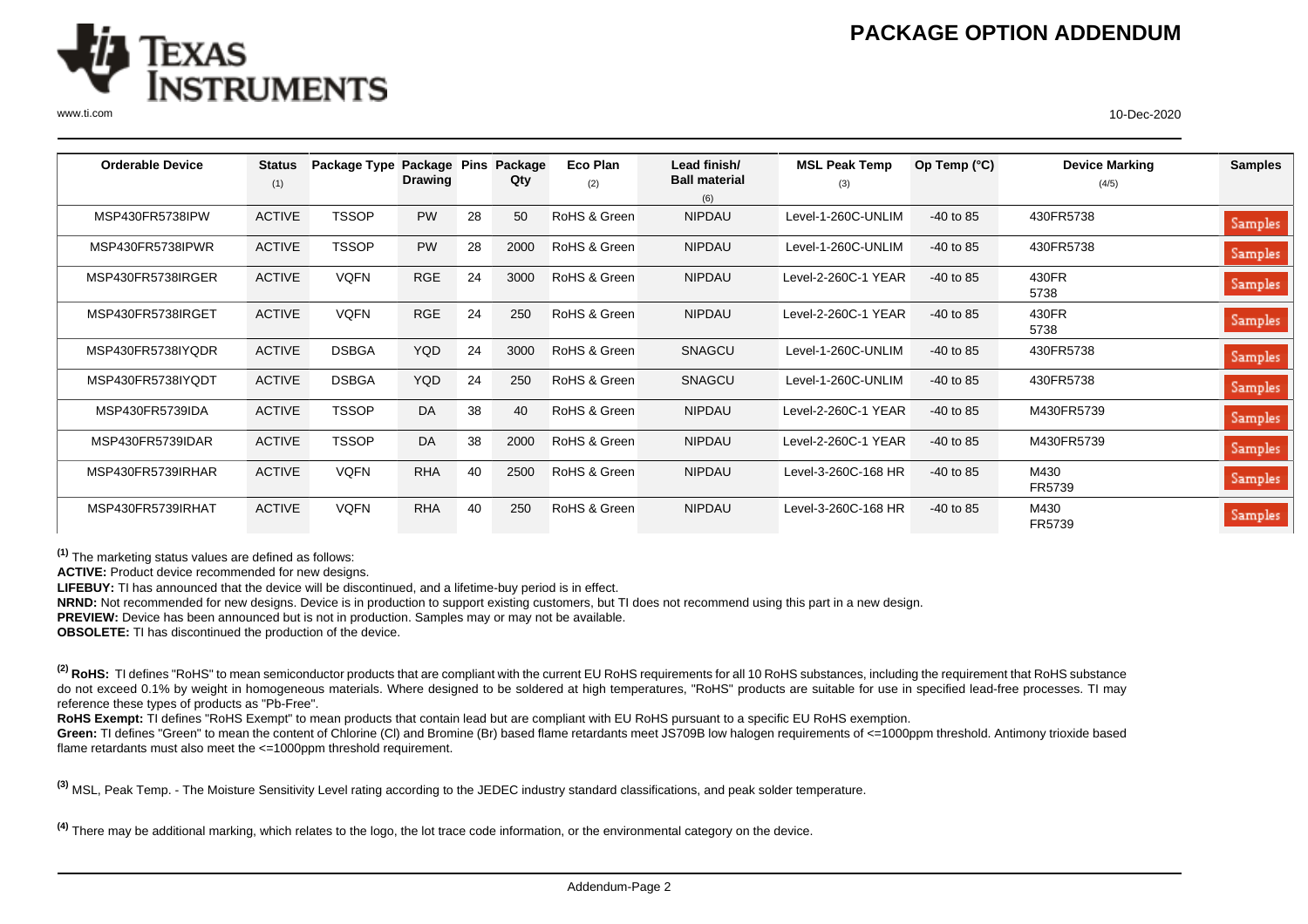# PACKAGE OPTION ADDENDUM

| Orderable Device | Status (1) | Package Type | Package Drawing | Pins | Package Qty | Eco Plan (2) | Lead finish/ Ball material (6) | MSL Peak Temp (3) | Op Temp (°C) | Device Marking (4/5) | Samples |
|---|---|---|---|---|---|---|---|---|---|---|---|
| MSP430FR5738IPW | ACTIVE | TSSOP | PW | 28 | 50 | RoHS & Green | NIPDAU | Level-1-260C-UNLIM | -40 to 85 | 430FR5738 | Samples |
| MSP430FR5738IPWR | ACTIVE | TSSOP | PW | 28 | 2000 | RoHS & Green | NIPDAU | Level-1-260C-UNLIM | -40 to 85 | 430FR5738 | Samples |
| MSP430FR5738IRGER | ACTIVE | VQFN | RGE | 24 | 3000 | RoHS & Green | NIPDAU | Level-2-260C-1 YEAR | -40 to 85 | 430FR 5738 | Samples |
| MSP430FR5738IRGET | ACTIVE | VQFN | RGE | 24 | 250 | RoHS & Green | NIPDAU | Level-2-260C-1 YEAR | -40 to 85 | 430FR 5738 | Samples |
| MSP430FR5738IYQDR | ACTIVE | DSBGA | YQD | 24 | 3000 | RoHS & Green | SNAGCU | Level-1-260C-UNLIM | -40 to 85 | 430FR5738 | Samples |
| MSP430FR5738IYQDT | ACTIVE | DSBGA | YQD | 24 | 250 | RoHS & Green | SNAGCU | Level-1-260C-UNLIM | -40 to 85 | 430FR5738 | Samples |
| MSP430FR5739IDA | ACTIVE | TSSOP | DA | 38 | 40 | RoHS & Green | NIPDAU | Level-2-260C-1 YEAR | -40 to 85 | M430FR5739 | Samples |
| MSP430FR5739IDAR | ACTIVE | TSSOP | DA | 38 | 2000 | RoHS & Green | NIPDAU | Level-2-260C-1 YEAR | -40 to 85 | M430FR5739 | Samples |
| MSP430FR5739IRHAR | ACTIVE | VQFN | RHA | 40 | 2500 | RoHS & Green | NIPDAU | Level-3-260C-168 HR | -40 to 85 | M430 FR5739 | Samples |
| MSP430FR5739IRHAT | ACTIVE | VQFN | RHA | 40 | 250 | RoHS & Green | NIPDAU | Level-3-260C-168 HR | -40 to 85 | M430 FR5739 | Samples |

[1] The marketing status values are defined as follows:
**ACTIVE:** Product device recommended for new designs.
**LIFEBUY:** TI has announced that the device will be discontinued, and a lifetime-buy period is in effect.
**NRND:** Not recommended for new designs. Device is in production to support existing customers, but TI does not recommend using this part in a new design.
**PREVIEW:** Device has been announced but is not in production. Samples may or may not be available.
**OBSOLETE:** TI has discontinued the production of the device.

[2] **RoHS:** TI defines "RoHS" to mean semiconductor products that are compliant with the current EU RoHS requirements for all 10 RoHS substances, including the requirement that RoHS substance do not exceed 0.1% by weight in homogeneous materials. Where designed to be soldered at high temperatures, "RoHS" products are suitable for use in specified lead-free processes. TI may reference these types of products as "Pb-Free".
**RoHS Exempt:** TI defines "RoHS Exempt" to mean products that contain lead but are compliant with EU RoHS pursuant to a specific EU RoHS exemption.
**Green:** TI defines "Green" to mean the content of Chlorine (Cl) and Bromine (Br) based flame retardants meet JS709B low halogen requirements of <=1000ppm threshold. Antimony trioxide based flame retardants must also meet the <=1000ppm threshold requirement.

[3] MSL, Peak Temp. - The Moisture Sensitivity Level rating according to the JEDEC industry standard classifications, and peak solder temperature.

[4] There may be additional marking, which relates to the logo, the lot trace code information, or the environmental category on the device.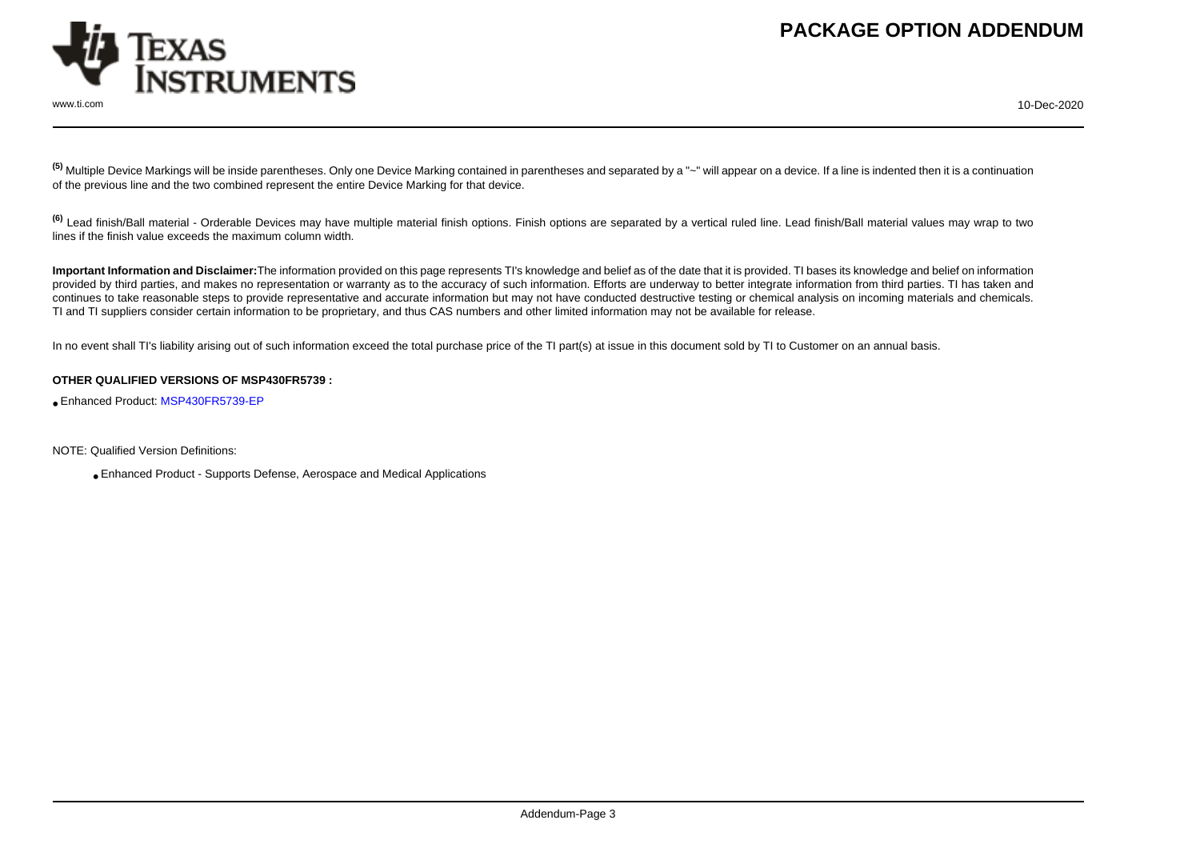[5] Multiple Device Markings will be inside parentheses. Only one Device Marking contained in parentheses and separated by a "~" will appear on a device. If a line is indented then it is a continuation of the previous line and the two combined represent the entire Device Marking for that device.

[6] Lead finish/Ball material - Orderable Devices may have multiple material finish options. Finish options are separated by a vertical ruled line. Lead finish/Ball material values may wrap to two lines if the finish value exceeds the maximum column width.

**Important Information and Disclaimer:**The information provided on this page represents TI's knowledge and belief as of the date that it is provided. TI bases its knowledge and belief on information provided by third parties, and makes no representation or warranty as to the accuracy of such information. Efforts are underway to better integrate information from third parties. TI has taken and continues to take reasonable steps to provide representative and accurate information but may not have conducted destructive testing or chemical analysis on incoming materials and chemicals. TI and TI suppliers consider certain information to be proprietary, and thus CAS numbers and other limited information may not be available for release.

In no event shall TI's liability arising out of such information exceed the total purchase price of the TI part(s) at issue in this document sold by TI to Customer on an annual basis.

**OTHER QUALIFIED VERSIONS OF MSP430FR5739 :**

- Enhanced Product: MSP430FR5739-EP

NOTE: Qualified Version Definitions:

- Enhanced Product - Supports Defense, Aerospace and Medical Applications